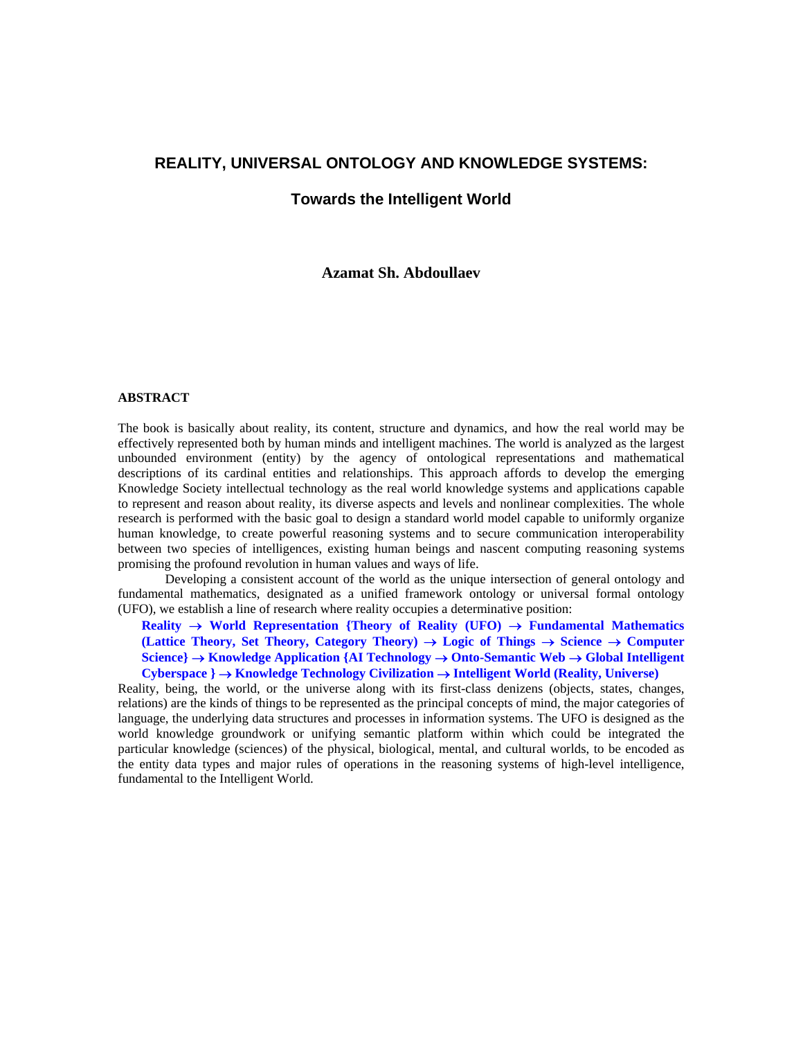# REALITY, UNIVERSAL ONTOLOGY AND KNOWLEDGE SYSTEMS:

## Towards the Intelligent World

**Azamat Sh. Abdoullaev**

### ABSTRACT

The book is basically about reality, its content, structure and dynamics, and how the real world may be effectively represented both by human minds and intelligent machines. The world is analyzed as the largest unbounded environment (entity) by the agency of ontological representations and mathematical descriptions of its cardinal entities and relationships. This approach affords to develop the emerging Knowledge Society intellectual technology as the real world knowledge systems and applications capable to represent and reason about reality, its diverse aspects and levels and nonlinear complexities. The whole research is performed with the basic goal to design a standard world model capable to uniformly organize human knowledge, to create powerful reasoning systems and to secure communication interoperability between two species of intelligences, existing human beings and nascent computing reasoning systems promising the profound revolution in human values and ways of life.

Developing a consistent account of the world as the unique intersection of general ontology and fundamental mathematics, designated as a unified framework ontology or universal formal ontology (UFO), we establish a line of research where reality occupies a determinative position:

> **Reality → World Representation {Theory of Reality (UFO) → Fundamental Mathematics (Lattice Theory, Set Theory, Category Theory) → Logic of Things → Science → Computer Science} → Knowledge Application {AI Technology → Onto-Semantic Web → Global Intelligent Cyberspace } → Knowledge Technology Civilization → Intelligent World (Reality, Universe)**

Reality, being, the world, or the universe along with its first-class denizens (objects, states, changes, relations) are the kinds of things to be represented as the principal concepts of mind, the major categories of language, the underlying data structures and processes in information systems. The UFO is designed as the world knowledge groundwork or unifying semantic platform within which could be integrated the particular knowledge (sciences) of the physical, biological, mental, and cultural worlds, to be encoded as the entity data types and major rules of operations in the reasoning systems of high-level intelligence, fundamental to the Intelligent World.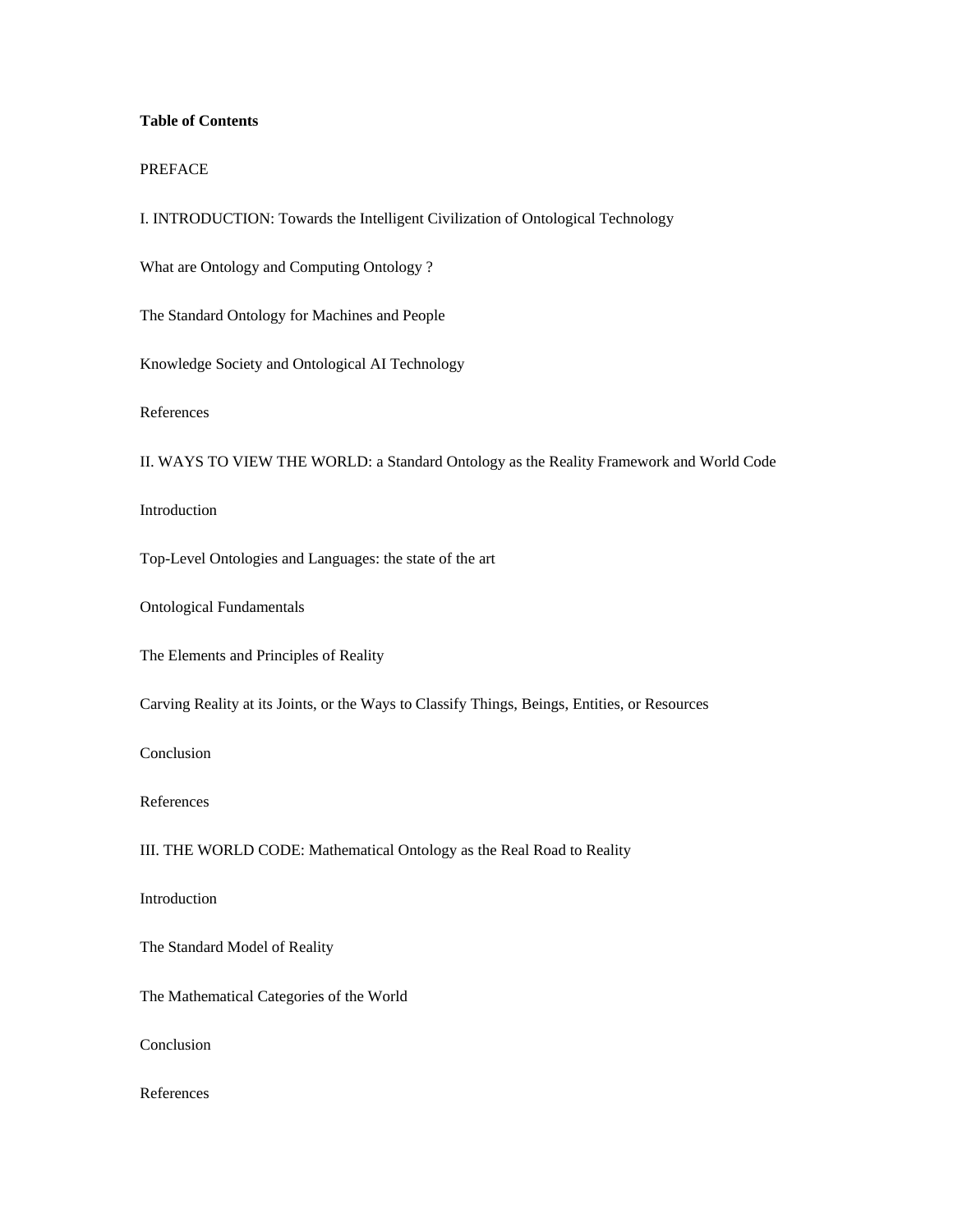**Table of Contents**

PREFACE

I. INTRODUCTION: Towards the Intelligent Civilization of Ontological Technology

What are Ontology and Computing Ontology ?

The Standard Ontology for Machines and People

Knowledge Society and Ontological AI Technology

References

II. WAYS TO VIEW THE WORLD: a Standard Ontology as the Reality Framework and World Code

Introduction

Top-Level Ontologies and Languages: the state of the art

Ontological Fundamentals

The Elements and Principles of Reality

Carving Reality at its Joints, or the Ways to Classify Things, Beings, Entities, or Resources

Conclusion

References

III. THE WORLD CODE: Mathematical Ontology as the Real Road to Reality

Introduction

The Standard Model of Reality

The Mathematical Categories of the World

Conclusion

References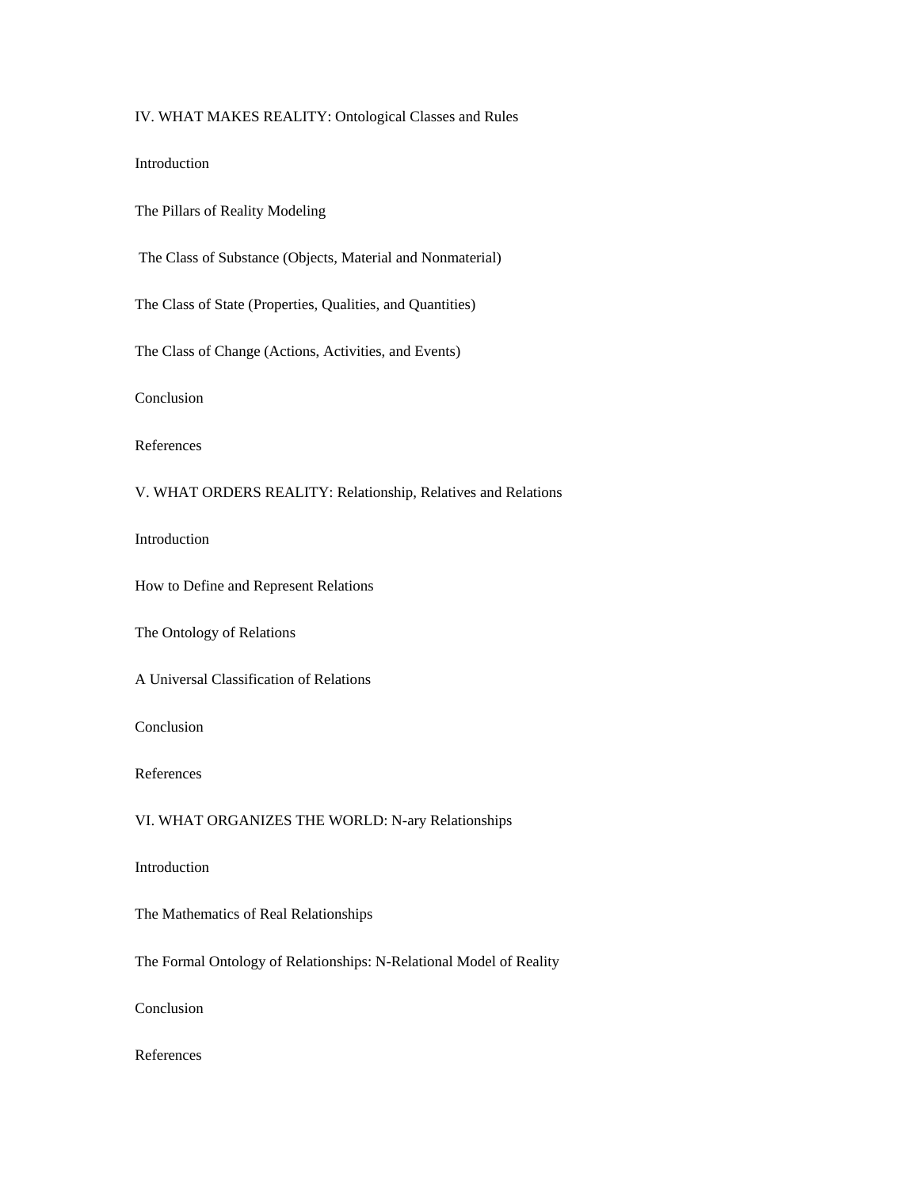IV. WHAT MAKES REALITY: Ontological Classes and Rules

Introduction

The Pillars of Reality Modeling

The Class of Substance (Objects, Material and Nonmaterial)

The Class of State (Properties, Qualities, and Quantities)

The Class of Change (Actions, Activities, and Events)

Conclusion

References

V. WHAT ORDERS REALITY: Relationship, Relatives and Relations

Introduction

How to Define and Represent Relations

The Ontology of Relations

A Universal Classification of Relations

Conclusion

References

VI. WHAT ORGANIZES THE WORLD: N-ary Relationships

Introduction

The Mathematics of Real Relationships

The Formal Ontology of Relationships: N-Relational Model of Reality

Conclusion

References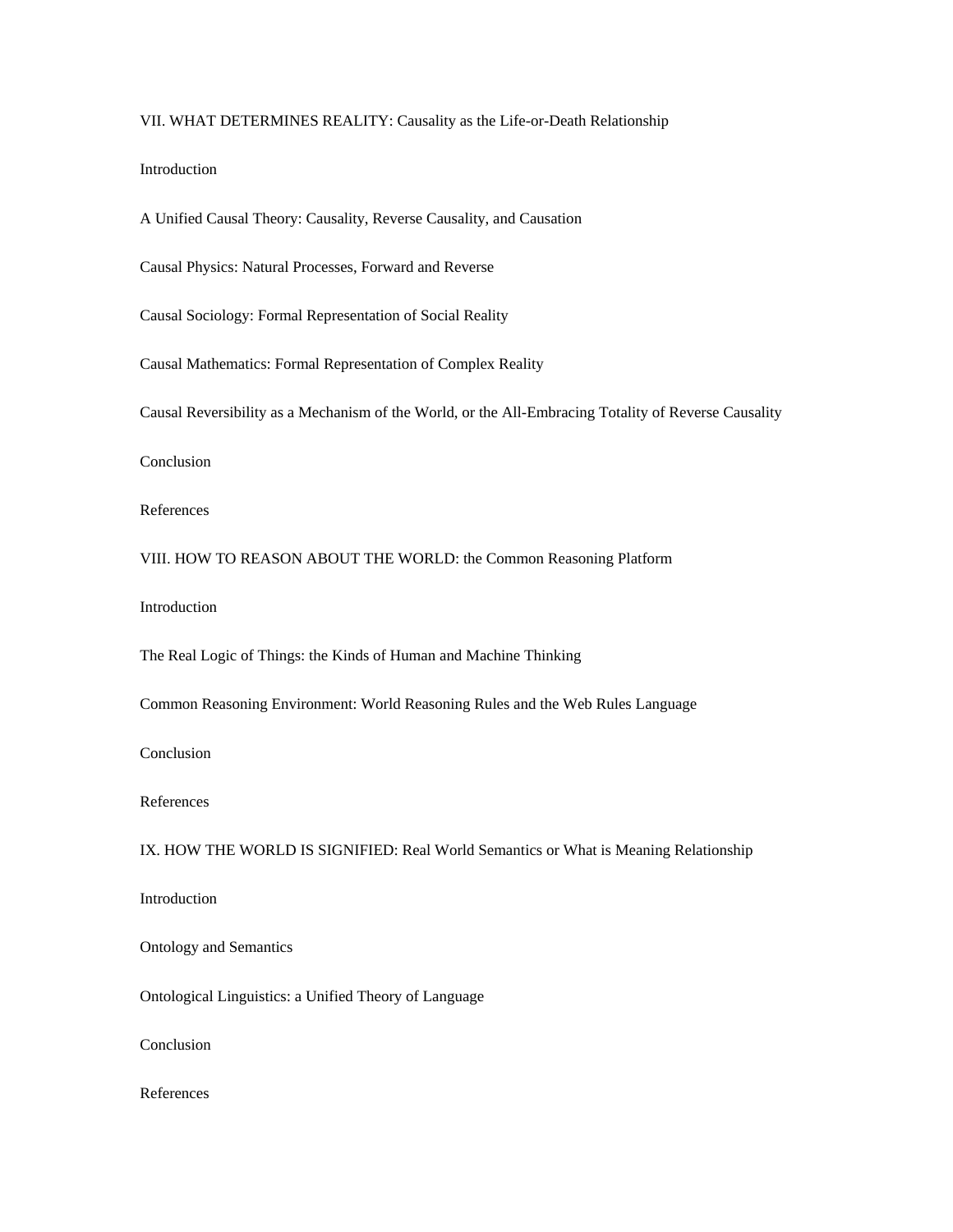VII. WHAT DETERMINES REALITY: Causality as the Life-or-Death Relationship

Introduction

A Unified Causal Theory: Causality, Reverse Causality, and Causation

Causal Physics: Natural Processes, Forward and Reverse

Causal Sociology: Formal Representation of Social Reality

Causal Mathematics: Formal Representation of Complex Reality

Causal Reversibility as a Mechanism of the World, or the All-Embracing Totality of Reverse Causality

Conclusion

References

VIII. HOW TO REASON ABOUT THE WORLD: the Common Reasoning Platform

Introduction

The Real Logic of Things: the Kinds of Human and Machine Thinking

Common Reasoning Environment: World Reasoning Rules and the Web Rules Language

Conclusion

References

IX. HOW THE WORLD IS SIGNIFIED: Real World Semantics or What is Meaning Relationship

Introduction

Ontology and Semantics

Ontological Linguistics: a Unified Theory of Language

Conclusion

References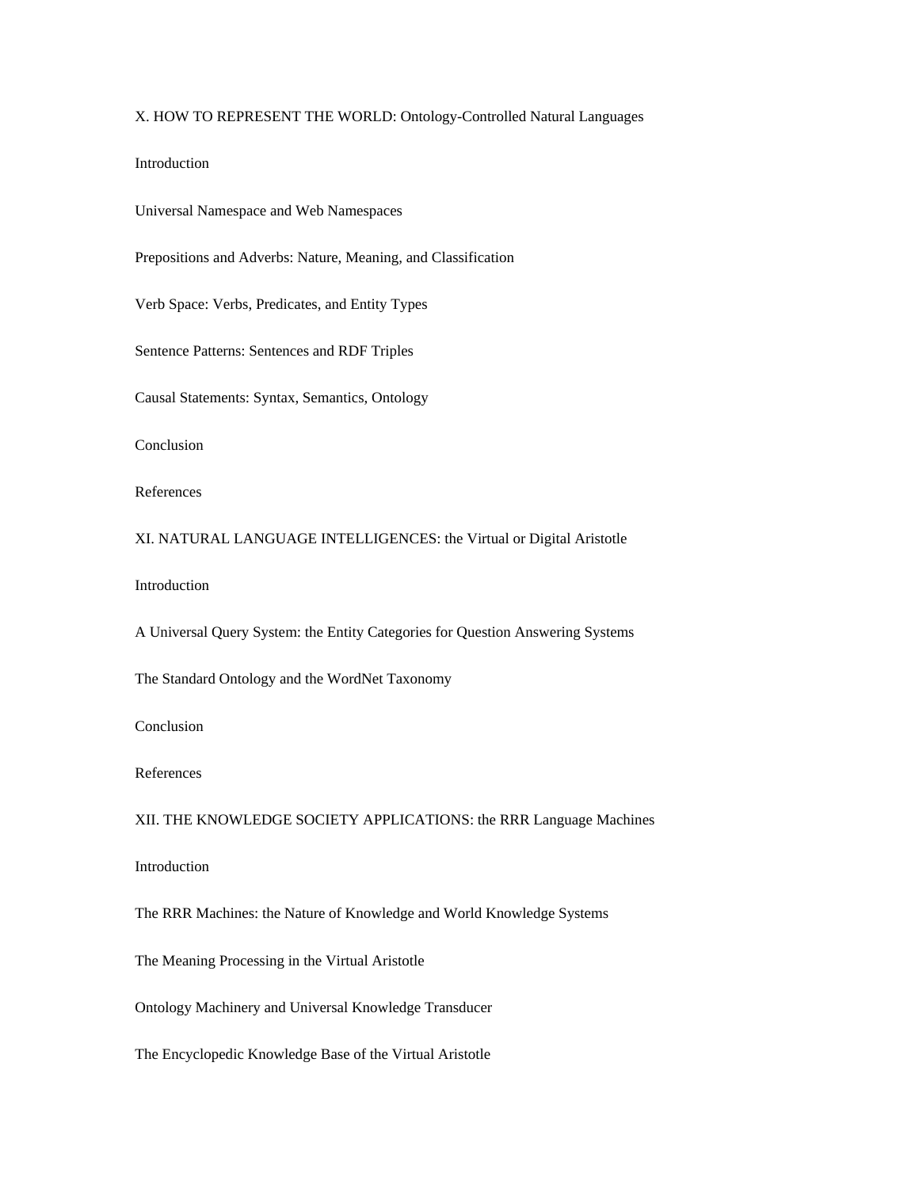X. HOW TO REPRESENT THE WORLD: Ontology-Controlled Natural Languages

Introduction

Universal Namespace and Web Namespaces

Prepositions and Adverbs: Nature, Meaning, and Classification

Verb Space: Verbs, Predicates, and Entity Types

Sentence Patterns: Sentences and RDF Triples

Causal Statements: Syntax, Semantics, Ontology

Conclusion

References

XI. NATURAL LANGUAGE INTELLIGENCES: the Virtual or Digital Aristotle

Introduction

A Universal Query System: the Entity Categories for Question Answering Systems

The Standard Ontology and the WordNet Taxonomy

Conclusion

References

XII. THE KNOWLEDGE SOCIETY APPLICATIONS: the RRR Language Machines

Introduction

The RRR Machines: the Nature of Knowledge and World Knowledge Systems

The Meaning Processing in the Virtual Aristotle

Ontology Machinery and Universal Knowledge Transducer

The Encyclopedic Knowledge Base of the Virtual Aristotle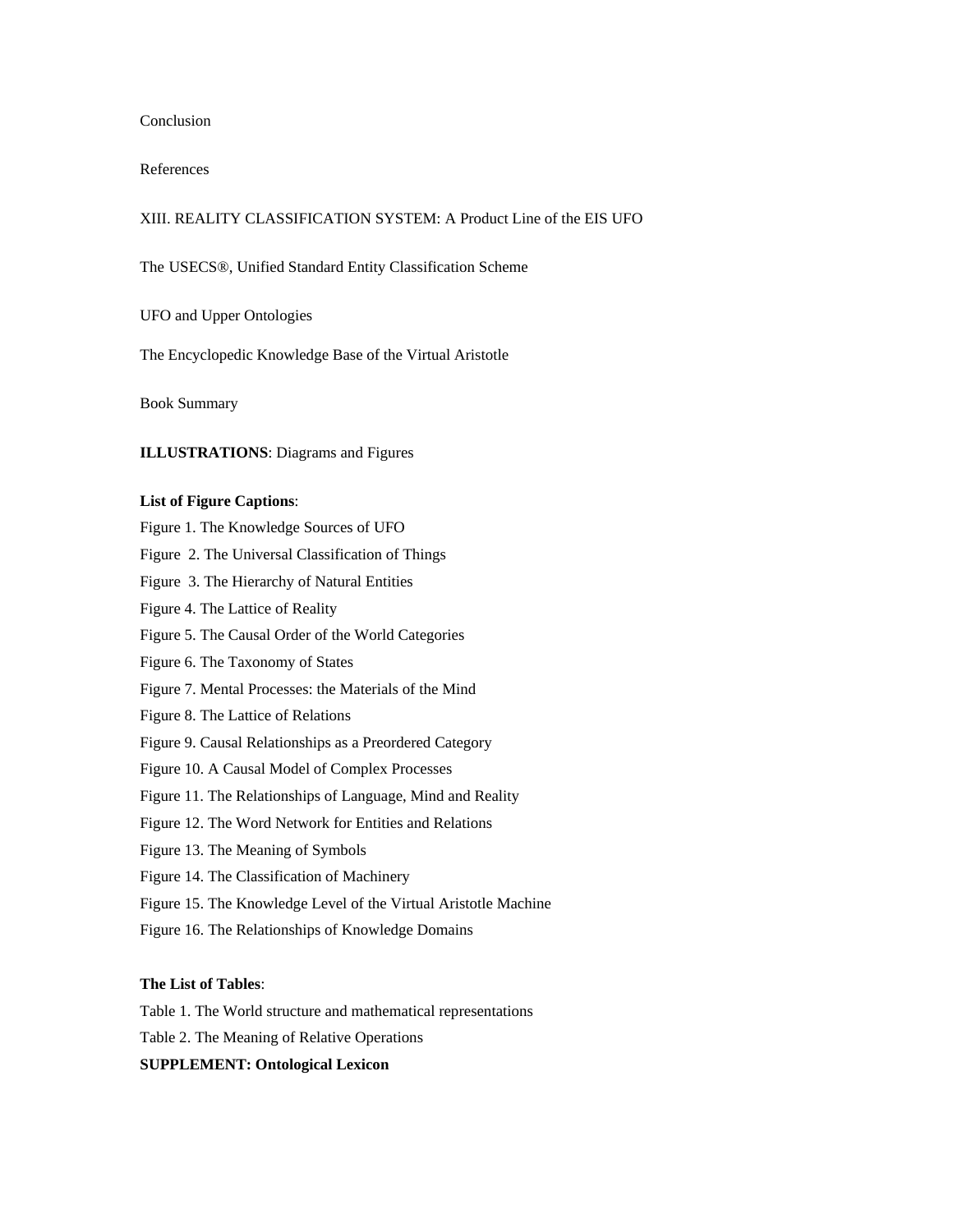Conclusion

References

XIII. REALITY CLASSIFICATION SYSTEM: A Product Line of the EIS UFO

The USECS®, Unified Standard Entity Classification Scheme

UFO and Upper Ontologies

The Encyclopedic Knowledge Base of the Virtual Aristotle

Book Summary

**ILLUSTRATIONS**: Diagrams and Figures

**List of Figure Captions**:

Figure 1. The Knowledge Sources of UFO
Figure 2. The Universal Classification of Things
Figure 3. The Hierarchy of Natural Entities
Figure 4. The Lattice of Reality
Figure 5. The Causal Order of the World Categories
Figure 6. The Taxonomy of States
Figure 7. Mental Processes: the Materials of the Mind
Figure 8. The Lattice of Relations
Figure 9. Causal Relationships as a Preordered Category
Figure 10. A Causal Model of Complex Processes
Figure 11. The Relationships of Language, Mind and Reality
Figure 12. The Word Network for Entities and Relations
Figure 13. The Meaning of Symbols
Figure 14. The Classification of Machinery
Figure 15. The Knowledge Level of the Virtual Aristotle Machine
Figure 16. The Relationships of Knowledge Domains

**The List of Tables**:

Table 1. The World structure and mathematical representations
Table 2. The Meaning of Relative Operations

**SUPPLEMENT: Ontological Lexicon**